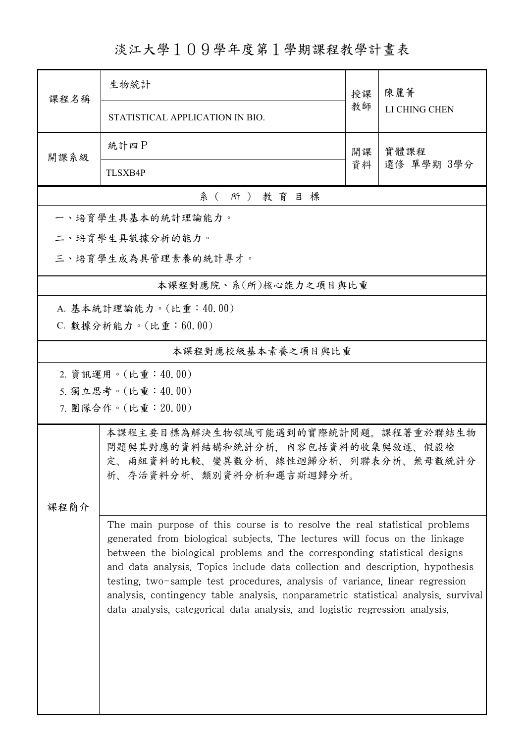# 淡江大學１０９學年度第１學期課程教學計畫表

| 課程名稱 | 生物統計 | 授課教師 | 陳麗菁 |
|---|---|---|---|
| | STATISTICAL APPLICATION IN BIO. | | LI CHING CHEN |
| 開課系級 | 統計四Ｐ | 開課資料 | 實體課程 |
| | TLSXB4P | | 選修 單學期 3學分 |

## 系（所）教育目標

一、培育學生具基本的統計理論能力。

二、培育學生具數據分析的能力。

三、培育學生成為具管理素養的統計專才。

## 本課程對應院、系(所)核心能力之項目與比重

A. 基本統計理論能力。(比重：40.00)

C. 數據分析能力。(比重：60.00)

## 本課程對應校級基本素養之項目與比重

2. 資訊運用。(比重：40.00)

5. 獨立思考。(比重：40.00)

7. 團隊合作。(比重：20.00)

## 課程簡介

本課程主要目標為解決生物領域可能遇到的實際統計問題。課程著重於聯結生物問題與其對應的資料結構和統計分析，內容包括資料的收集與敘述、假設檢定、兩組資料的比較、變異數分析、線性迴歸分析、列聯表分析、無母數統計分析、存活資料分析、類別資料分析和邏吉斯迴歸分析。

The main purpose of this course is to resolve the real statistical problems generated from biological subjects. The lectures will focus on the linkage between the biological problems and the corresponding statistical designs and data analysis. Topics include data collection and description, hypothesis testing, two-sample test procedures, analysis of variance, linear regression analysis, contingency table analysis, nonparametric statistical analysis, survival data analysis, categorical data analysis, and logistic regression analysis.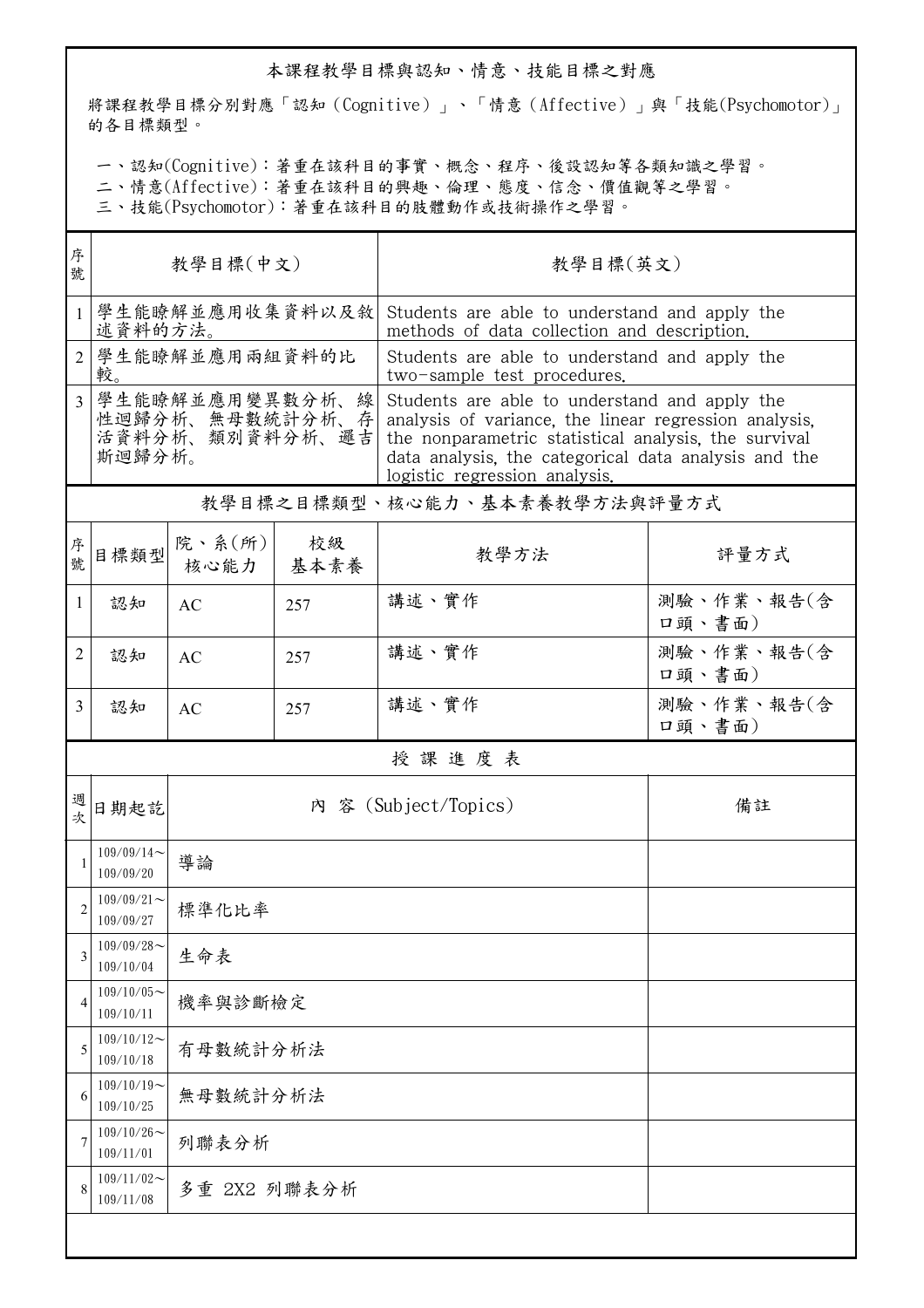## 本課程教學目標與認知、情意、技能目標之對應

將課程教學目標分別對應「認知（Cognitive）」、「情意（Affective）」與「技能(Psychomotor)」的各目標類型。

一、認知(Cognitive)：著重在該科目的事實、概念、程序、後設認知等各類知識之學習。
二、情意(Affective)：著重在該科目的興趣、倫理、態度、信念、價值觀等之學習。
三、技能(Psychomotor)：著重在該科目的肢體動作或技術操作之學習。

| 序號 | 教學目標(中文) | 教學目標(英文) |
|---|---|---|
| 1 | 學生能瞭解並應用收集資料以及敘述資料的方法。 | Students are able to understand and apply the methods of data collection and description. |
| 2 | 學生能瞭解並應用兩組資料的比較。 | Students are able to understand and apply the two-sample test procedures. |
| 3 | 學生能瞭解並應用變異數分析、線性迴歸分析、無母數統計分析、存活資料分析、類別資料分析、邏吉斯迴歸分析。 | Students are able to understand and apply the analysis of variance, the linear regression analysis, the nonparametric statistical analysis, the survival data analysis, the categorical data analysis and the logistic regression analysis. |

## 教學目標之目標類型、核心能力、基本素養教學方法與評量方式

| 序號 | 目標類型 | 院、系(所)核心能力 | 校級基本素養 | 教學方法 | 評量方式 |
|---|---|---|---|---|---|
| 1 | 認知 | AC | 257 | 講述、實作 | 測驗、作業、報告(含口頭、書面) |
| 2 | 認知 | AC | 257 | 講述、實作 | 測驗、作業、報告(含口頭、書面) |
| 3 | 認知 | AC | 257 | 講述、實作 | 測驗、作業、報告(含口頭、書面) |

## 授 課 進 度 表

| 週次 | 日期起訖 | 內 容 (Subject/Topics) | 備註 |
|---|---|---|---|
| 1 | 109/09/14～109/09/20 | 導論 | |
| 2 | 109/09/21～109/09/27 | 標準化比率 | |
| 3 | 109/09/28～109/10/04 | 生命表 | |
| 4 | 109/10/05～109/10/11 | 機率與診斷檢定 | |
| 5 | 109/10/12～109/10/18 | 有母數統計分析法 | |
| 6 | 109/10/19～109/10/25 | 無母數統計分析法 | |
| 7 | 109/10/26～109/11/01 | 列聯表分析 | |
| 8 | 109/11/02～109/11/08 | 多重 2X2 列聯表分析 | |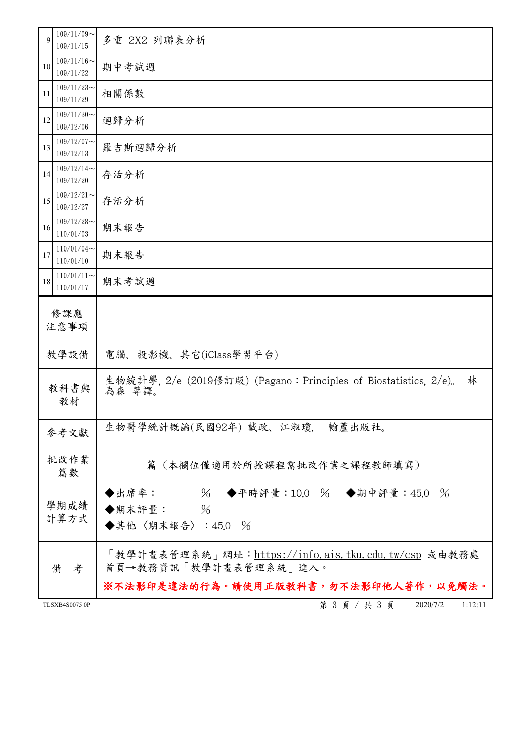| | | | |
|---|---|---|---|
| 9 | 109/11/09～<br>109/11/15 | 多重 2X2 列聯表分析 | |
| 10 | 109/11/16～<br>109/11/22 | 期中考試週 | |
| 11 | 109/11/23～<br>109/11/29 | 相關係數 | |
| 12 | 109/11/30～<br>109/12/06 | 迴歸分析 | |
| 13 | 109/12/07～<br>109/12/13 | 羅吉斯迴歸分析 | |
| 14 | 109/12/14～<br>109/12/20 | 存活分析 | |
| 15 | 109/12/21～<br>109/12/27 | 存活分析 | |
| 16 | 109/12/28～<br>110/01/03 | 期末報告 | |
| 17 | 110/01/04～<br>110/01/10 | 期末報告 | |
| 18 | 110/01/11～<br>110/01/17 | 期末考試週 | |

| | |
|---|---|
| 修課應注意事項 | |
| 教學設備 | 電腦、投影機、其它(iClass學習平台) |
| 教科書與教材 | 生物統計學, 2/e (2019修訂版) (Pagano：Principles of Biostatistics, 2/e)。 林為森 等譯。 |
| 參考文獻 | 生物醫學統計概論(民國92年) 戴政、江淑瓊, 翰蘆出版社。 |
| 批改作業篇數 | 篇（本欄位僅適用於所授課程需批改作業之課程教師填寫） |
| 學期成績計算方式 | ◆出席率： ％ ◆平時評量：10.0 ％ ◆期中評量：45.0 ％<br>◆期末評量： ％<br>◆其他〈期末報告〉：45.0 ％ |
| 備 考 | 「教學計畫表管理系統」網址：https://info.ais.tku.edu.tw/csp 或由教務處首頁→教務資訊「教學計畫表管理系統」進入。<br>**※不法影印是違法的行為。請使用正版教科書，勿不法影印他人著作，以免觸法。** |

TLSXB4S0075 0P 2020/7/2 1:12:11